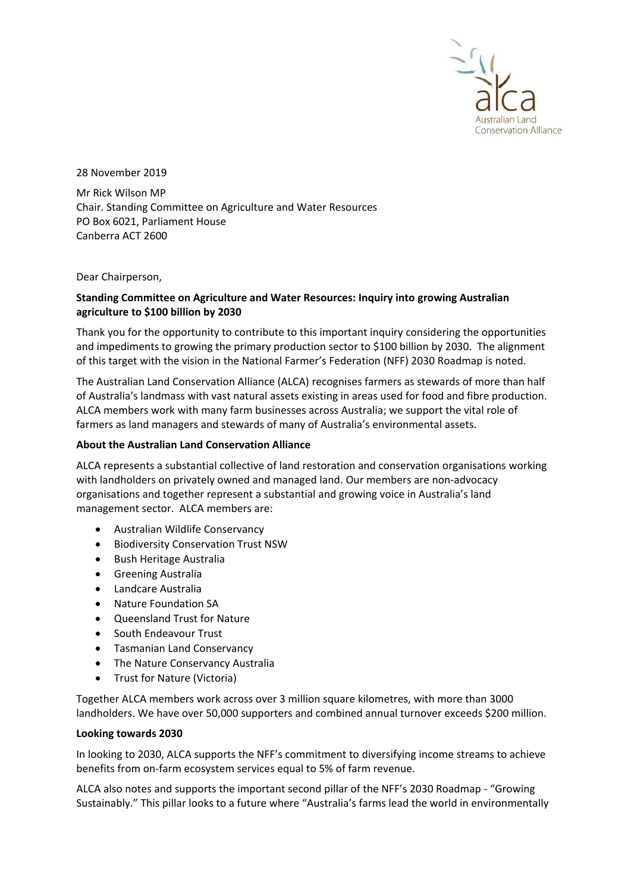28 November 2019

Mr Rick Wilson MP
Chair. Standing Committee on Agriculture and Water Resources
PO Box 6021, Parliament House
Canberra ACT 2600

Dear Chairperson,

**Standing Committee on Agriculture and Water Resources: Inquiry into growing Australian agriculture to $100 billion by 2030**

Thank you for the opportunity to contribute to this important inquiry considering the opportunities and impediments to growing the primary production sector to $100 billion by 2030. The alignment of this target with the vision in the National Farmer's Federation (NFF) 2030 Roadmap is noted.

The Australian Land Conservation Alliance (ALCA) recognises farmers as stewards of more than half of Australia's landmass with vast natural assets existing in areas used for food and fibre production. ALCA members work with many farm businesses across Australia; we support the vital role of farmers as land managers and stewards of many of Australia's environmental assets.

**About the Australian Land Conservation Alliance**

ALCA represents a substantial collective of land restoration and conservation organisations working with landholders on privately owned and managed land. Our members are non-advocacy organisations and together represent a substantial and growing voice in Australia's land management sector. ALCA members are:

- Australian Wildlife Conservancy
- Biodiversity Conservation Trust NSW
- Bush Heritage Australia
- Greening Australia
- Landcare Australia
- Nature Foundation SA
- Queensland Trust for Nature
- South Endeavour Trust
- Tasmanian Land Conservancy
- The Nature Conservancy Australia
- Trust for Nature (Victoria)

Together ALCA members work across over 3 million square kilometres, with more than 3000 landholders. We have over 50,000 supporters and combined annual turnover exceeds $200 million.

**Looking towards 2030**

In looking to 2030, ALCA supports the NFF's commitment to diversifying income streams to achieve benefits from on-farm ecosystem services equal to 5% of farm revenue.

ALCA also notes and supports the important second pillar of the NFF's 2030 Roadmap - "Growing Sustainably." This pillar looks to a future where "Australia's farms lead the world in environmentally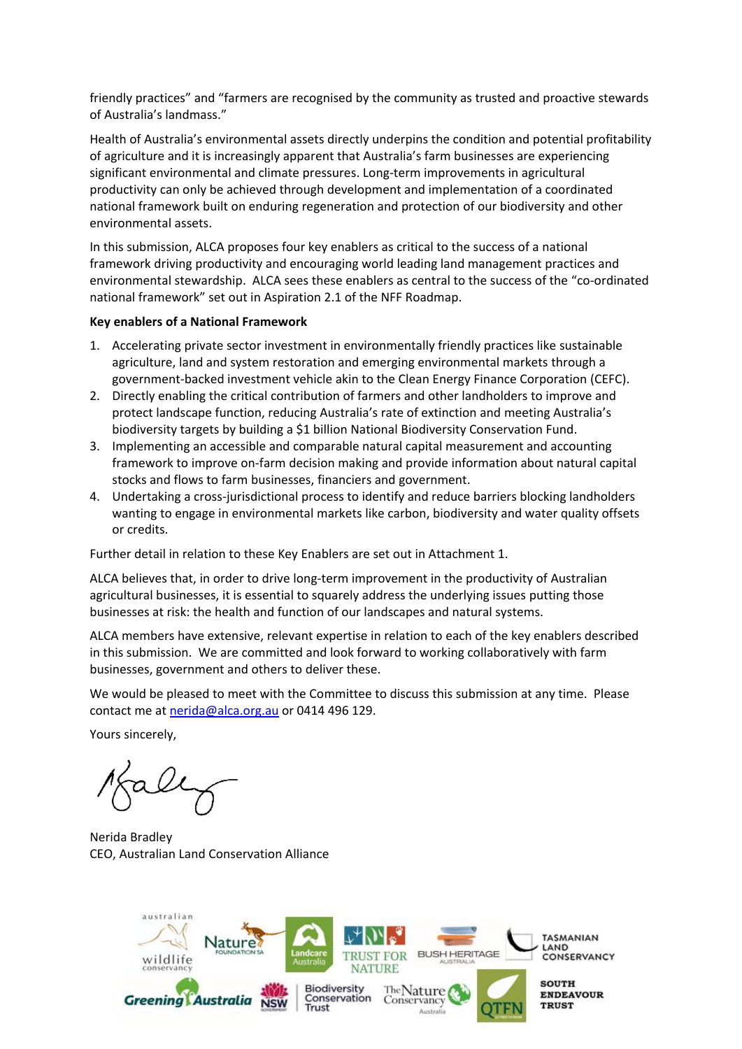friendly practices" and "farmers are recognised by the community as trusted and proactive stewards of Australia's landmass."

Health of Australia's environmental assets directly underpins the condition and potential profitability of agriculture and it is increasingly apparent that Australia's farm businesses are experiencing significant environmental and climate pressures. Long-term improvements in agricultural productivity can only be achieved through development and implementation of a coordinated national framework built on enduring regeneration and protection of our biodiversity and other environmental assets.

In this submission, ALCA proposes four key enablers as critical to the success of a national framework driving productivity and encouraging world leading land management practices and environmental stewardship. ALCA sees these enablers as central to the success of the "co-ordinated national framework" set out in Aspiration 2.1 of the NFF Roadmap.

**Key enablers of a National Framework**

1. Accelerating private sector investment in environmentally friendly practices like sustainable agriculture, land and system restoration and emerging environmental markets through a government-backed investment vehicle akin to the Clean Energy Finance Corporation (CEFC).
2. Directly enabling the critical contribution of farmers and other landholders to improve and protect landscape function, reducing Australia's rate of extinction and meeting Australia's biodiversity targets by building a $1 billion National Biodiversity Conservation Fund.
3. Implementing an accessible and comparable natural capital measurement and accounting framework to improve on-farm decision making and provide information about natural capital stocks and flows to farm businesses, financiers and government.
4. Undertaking a cross-jurisdictional process to identify and reduce barriers blocking landholders wanting to engage in environmental markets like carbon, biodiversity and water quality offsets or credits.

Further detail in relation to these Key Enablers are set out in Attachment 1.

ALCA believes that, in order to drive long-term improvement in the productivity of Australian agricultural businesses, it is essential to squarely address the underlying issues putting those businesses at risk: the health and function of our landscapes and natural systems.

ALCA members have extensive, relevant expertise in relation to each of the key enablers described in this submission. We are committed and look forward to working collaboratively with farm businesses, government and others to deliver these.

We would be pleased to meet with the Committee to discuss this submission at any time. Please contact me at nerida@alca.org.au or 0414 496 129.

Yours sincerely,

Nerida Bradley
CEO, Australian Land Conservation Alliance

australian wildlife conservancy | Nature Foundation SA | Landcare Australia | Trust for Nature | Bush Heritage Australia | Tasmanian Land Conservancy | Greening Australia | NSW Biodiversity Conservation Trust | The Nature Conservancy Australia | QTFN | South Endeavour Trust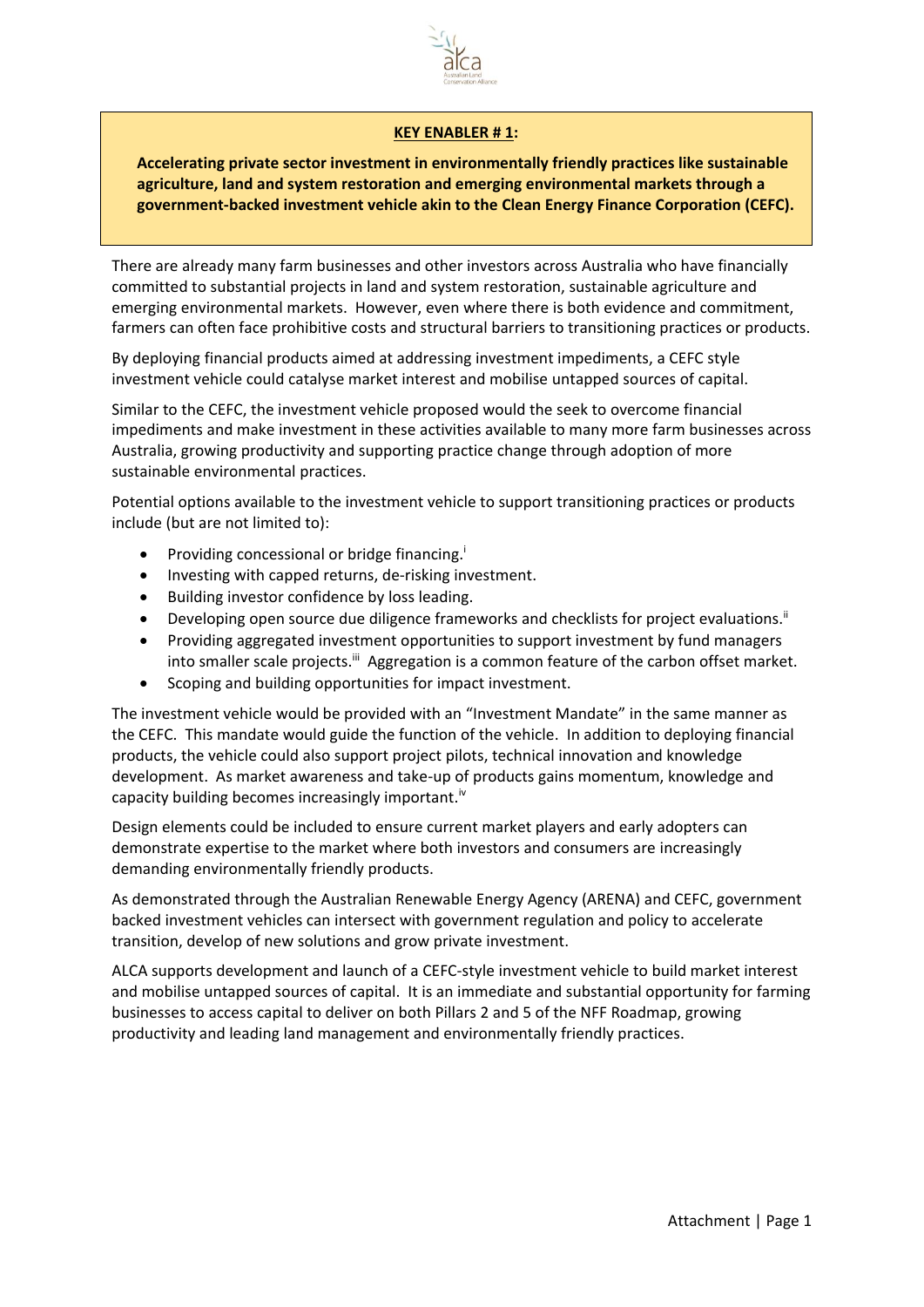**KEY ENABLER # 1:**

**Accelerating private sector investment in environmentally friendly practices like sustainable agriculture, land and system restoration and emerging environmental markets through a government-backed investment vehicle akin to the Clean Energy Finance Corporation (CEFC).**

There are already many farm businesses and other investors across Australia who have financially committed to substantial projects in land and system restoration, sustainable agriculture and emerging environmental markets. However, even where there is both evidence and commitment, farmers can often face prohibitive costs and structural barriers to transitioning practices or products.

By deploying financial products aimed at addressing investment impediments, a CEFC style investment vehicle could catalyse market interest and mobilise untapped sources of capital.

Similar to the CEFC, the investment vehicle proposed would the seek to overcome financial impediments and make investment in these activities available to many more farm businesses across Australia, growing productivity and supporting practice change through adoption of more sustainable environmental practices.

Potential options available to the investment vehicle to support transitioning practices or products include (but are not limited to):

- Providing concessional or bridge financing.[i]
- Investing with capped returns, de-risking investment.
- Building investor confidence by loss leading.
- Developing open source due diligence frameworks and checklists for project evaluations.[ii]
- Providing aggregated investment opportunities to support investment by fund managers into smaller scale projects.[iii] Aggregation is a common feature of the carbon offset market.
- Scoping and building opportunities for impact investment.

The investment vehicle would be provided with an "Investment Mandate" in the same manner as the CEFC. This mandate would guide the function of the vehicle. In addition to deploying financial products, the vehicle could also support project pilots, technical innovation and knowledge development. As market awareness and take-up of products gains momentum, knowledge and capacity building becomes increasingly important.[iv]

Design elements could be included to ensure current market players and early adopters can demonstrate expertise to the market where both investors and consumers are increasingly demanding environmentally friendly products.

As demonstrated through the Australian Renewable Energy Agency (ARENA) and CEFC, government backed investment vehicles can intersect with government regulation and policy to accelerate transition, develop of new solutions and grow private investment.

ALCA supports development and launch of a CEFC-style investment vehicle to build market interest and mobilise untapped sources of capital. It is an immediate and substantial opportunity for farming businesses to access capital to deliver on both Pillars 2 and 5 of the NFF Roadmap, growing productivity and leading land management and environmentally friendly practices.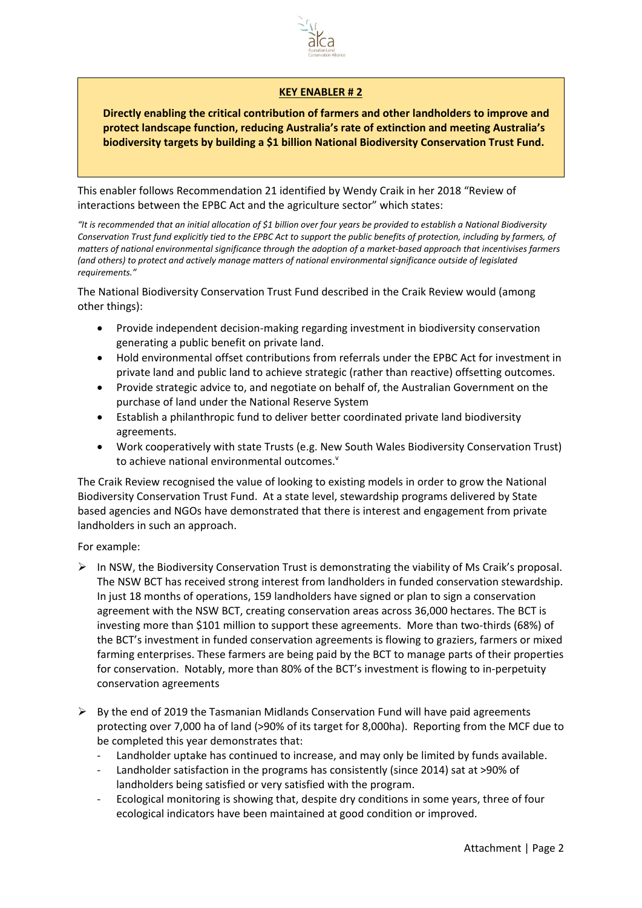**KEY ENABLER # 2**

**Directly enabling the critical contribution of farmers and other landholders to improve and protect landscape function, reducing Australia's rate of extinction and meeting Australia's biodiversity targets by building a $1 billion National Biodiversity Conservation Trust Fund.**

This enabler follows Recommendation 21 identified by Wendy Craik in her 2018 "Review of interactions between the EPBC Act and the agriculture sector" which states:

*"It is recommended that an initial allocation of $1 billion over four years be provided to establish a National Biodiversity Conservation Trust fund explicitly tied to the EPBC Act to support the public benefits of protection, including by farmers, of matters of national environmental significance through the adoption of a market-based approach that incentivises farmers (and others) to protect and actively manage matters of national environmental significance outside of legislated requirements."*

The National Biodiversity Conservation Trust Fund described in the Craik Review would (among other things):

- Provide independent decision-making regarding investment in biodiversity conservation generating a public benefit on private land.
- Hold environmental offset contributions from referrals under the EPBC Act for investment in private land and public land to achieve strategic (rather than reactive) offsetting outcomes.
- Provide strategic advice to, and negotiate on behalf of, the Australian Government on the purchase of land under the National Reserve System
- Establish a philanthropic fund to deliver better coordinated private land biodiversity agreements.
- Work cooperatively with state Trusts (e.g. New South Wales Biodiversity Conservation Trust) to achieve national environmental outcomes.[v]

The Craik Review recognised the value of looking to existing models in order to grow the National Biodiversity Conservation Trust Fund. At a state level, stewardship programs delivered by State based agencies and NGOs have demonstrated that there is interest and engagement from private landholders in such an approach.

For example:

- In NSW, the Biodiversity Conservation Trust is demonstrating the viability of Ms Craik's proposal. The NSW BCT has received strong interest from landholders in funded conservation stewardship. In just 18 months of operations, 159 landholders have signed or plan to sign a conservation agreement with the NSW BCT, creating conservation areas across 36,000 hectares. The BCT is investing more than $101 million to support these agreements. More than two-thirds (68%) of the BCT's investment in funded conservation agreements is flowing to graziers, farmers or mixed farming enterprises. These farmers are being paid by the BCT to manage parts of their properties for conservation. Notably, more than 80% of the BCT's investment is flowing to in-perpetuity conservation agreements

- By the end of 2019 the Tasmanian Midlands Conservation Fund will have paid agreements protecting over 7,000 ha of land (>90% of its target for 8,000ha). Reporting from the MCF due to be completed this year demonstrates that:
  - Landholder uptake has continued to increase, and may only be limited by funds available.
  - Landholder satisfaction in the programs has consistently (since 2014) sat at >90% of landholders being satisfied or very satisfied with the program.
  - Ecological monitoring is showing that, despite dry conditions in some years, three of four ecological indicators have been maintained at good condition or improved.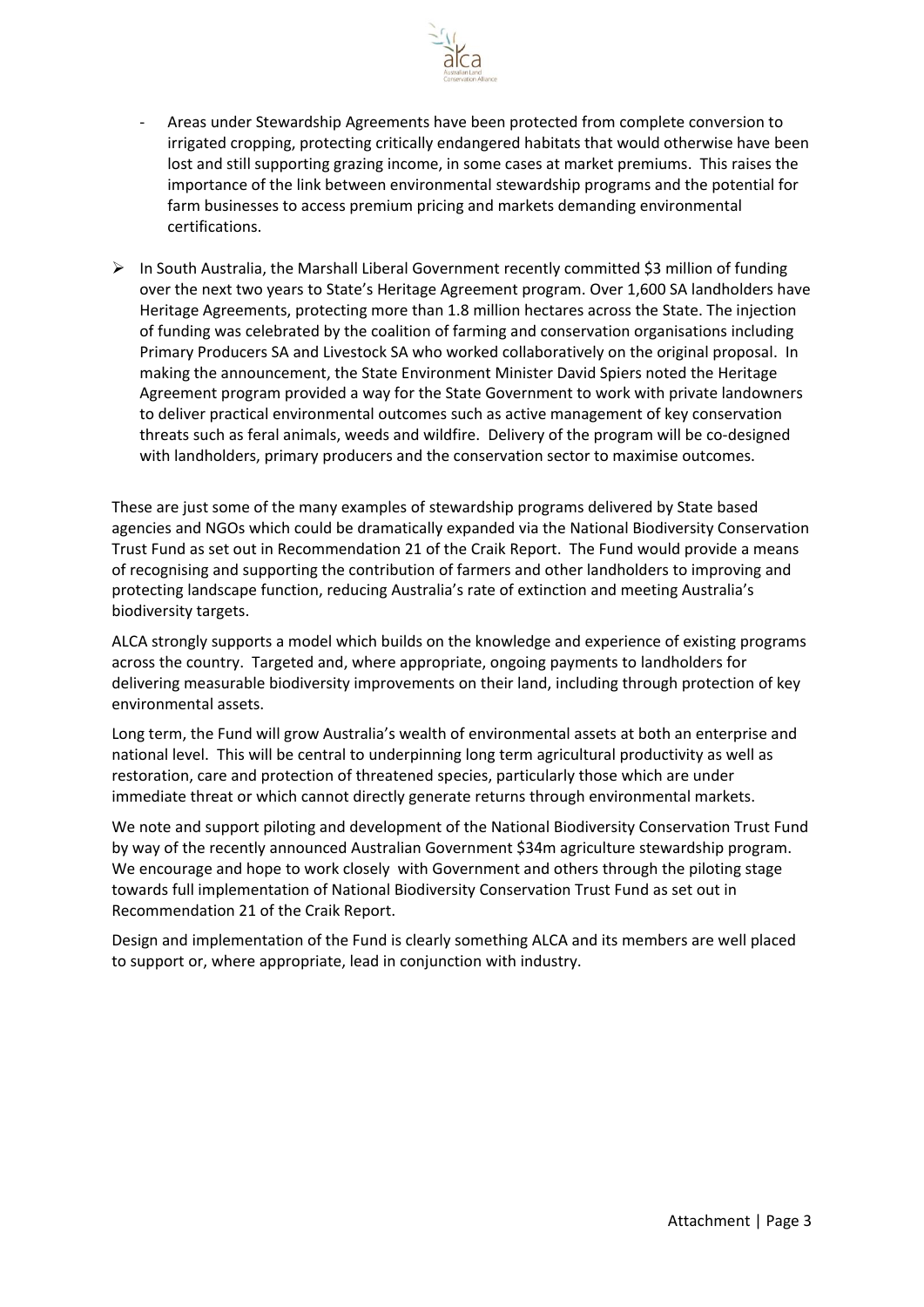- Areas under Stewardship Agreements have been protected from complete conversion to irrigated cropping, protecting critically endangered habitats that would otherwise have been lost and still supporting grazing income, in some cases at market premiums. This raises the importance of the link between environmental stewardship programs and the potential for farm businesses to access premium pricing and markets demanding environmental certifications.

- In South Australia, the Marshall Liberal Government recently committed $3 million of funding over the next two years to State's Heritage Agreement program. Over 1,600 SA landholders have Heritage Agreements, protecting more than 1.8 million hectares across the State. The injection of funding was celebrated by the coalition of farming and conservation organisations including Primary Producers SA and Livestock SA who worked collaboratively on the original proposal. In making the announcement, the State Environment Minister David Spiers noted the Heritage Agreement program provided a way for the State Government to work with private landowners to deliver practical environmental outcomes such as active management of key conservation threats such as feral animals, weeds and wildfire. Delivery of the program will be co-designed with landholders, primary producers and the conservation sector to maximise outcomes.

These are just some of the many examples of stewardship programs delivered by State based agencies and NGOs which could be dramatically expanded via the National Biodiversity Conservation Trust Fund as set out in Recommendation 21 of the Craik Report. The Fund would provide a means of recognising and supporting the contribution of farmers and other landholders to improving and protecting landscape function, reducing Australia's rate of extinction and meeting Australia's biodiversity targets.

ALCA strongly supports a model which builds on the knowledge and experience of existing programs across the country. Targeted and, where appropriate, ongoing payments to landholders for delivering measurable biodiversity improvements on their land, including through protection of key environmental assets.

Long term, the Fund will grow Australia's wealth of environmental assets at both an enterprise and national level. This will be central to underpinning long term agricultural productivity as well as restoration, care and protection of threatened species, particularly those which are under immediate threat or which cannot directly generate returns through environmental markets.

We note and support piloting and development of the National Biodiversity Conservation Trust Fund by way of the recently announced Australian Government $34m agriculture stewardship program. We encourage and hope to work closely with Government and others through the piloting stage towards full implementation of National Biodiversity Conservation Trust Fund as set out in Recommendation 21 of the Craik Report.

Design and implementation of the Fund is clearly something ALCA and its members are well placed to support or, where appropriate, lead in conjunction with industry.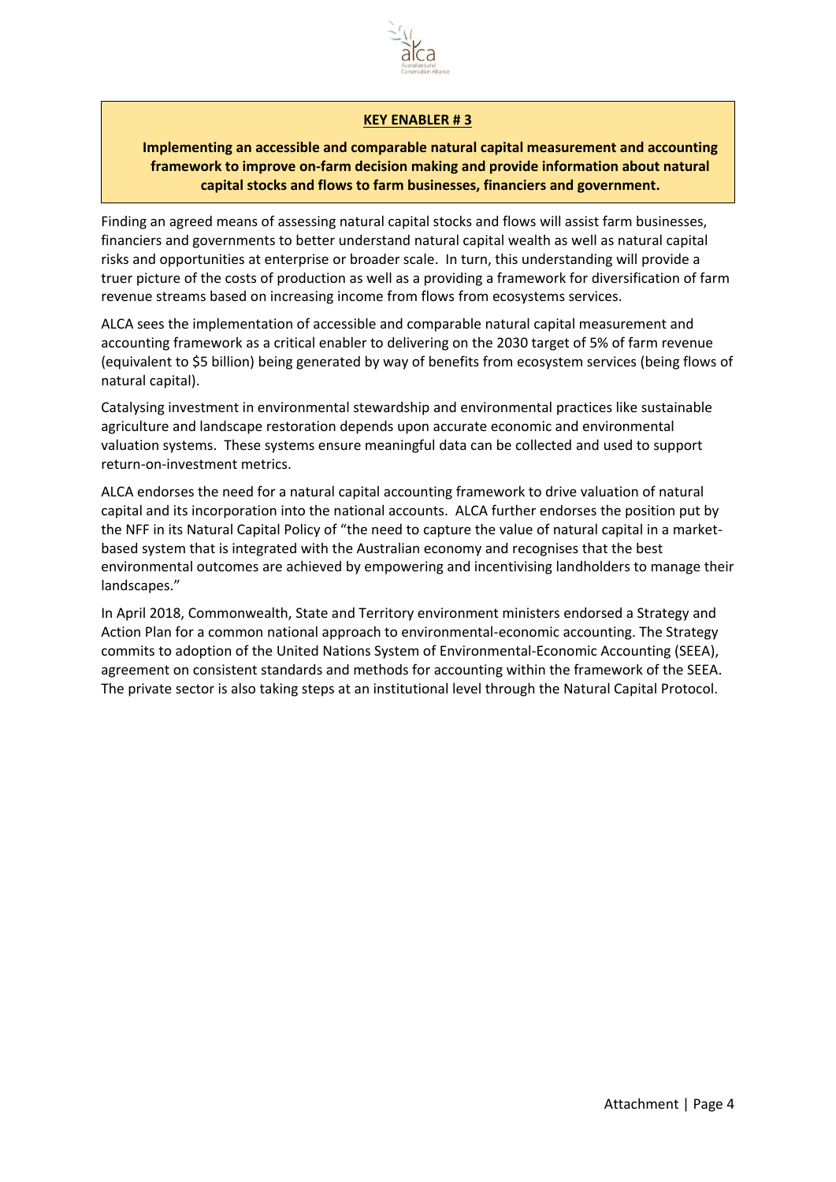**KEY ENABLER # 3**

**Implementing an accessible and comparable natural capital measurement and accounting framework to improve on-farm decision making and provide information about natural capital stocks and flows to farm businesses, financiers and government.**

Finding an agreed means of assessing natural capital stocks and flows will assist farm businesses, financiers and governments to better understand natural capital wealth as well as natural capital risks and opportunities at enterprise or broader scale. In turn, this understanding will provide a truer picture of the costs of production as well as a providing a framework for diversification of farm revenue streams based on increasing income from flows from ecosystems services.

ALCA sees the implementation of accessible and comparable natural capital measurement and accounting framework as a critical enabler to delivering on the 2030 target of 5% of farm revenue (equivalent to $5 billion) being generated by way of benefits from ecosystem services (being flows of natural capital).

Catalysing investment in environmental stewardship and environmental practices like sustainable agriculture and landscape restoration depends upon accurate economic and environmental valuation systems. These systems ensure meaningful data can be collected and used to support return-on-investment metrics.

ALCA endorses the need for a natural capital accounting framework to drive valuation of natural capital and its incorporation into the national accounts. ALCA further endorses the position put by the NFF in its Natural Capital Policy of "the need to capture the value of natural capital in a market-based system that is integrated with the Australian economy and recognises that the best environmental outcomes are achieved by empowering and incentivising landholders to manage their landscapes."

In April 2018, Commonwealth, State and Territory environment ministers endorsed a Strategy and Action Plan for a common national approach to environmental-economic accounting. The Strategy commits to adoption of the United Nations System of Environmental-Economic Accounting (SEEA), agreement on consistent standards and methods for accounting within the framework of the SEEA. The private sector is also taking steps at an institutional level through the Natural Capital Protocol.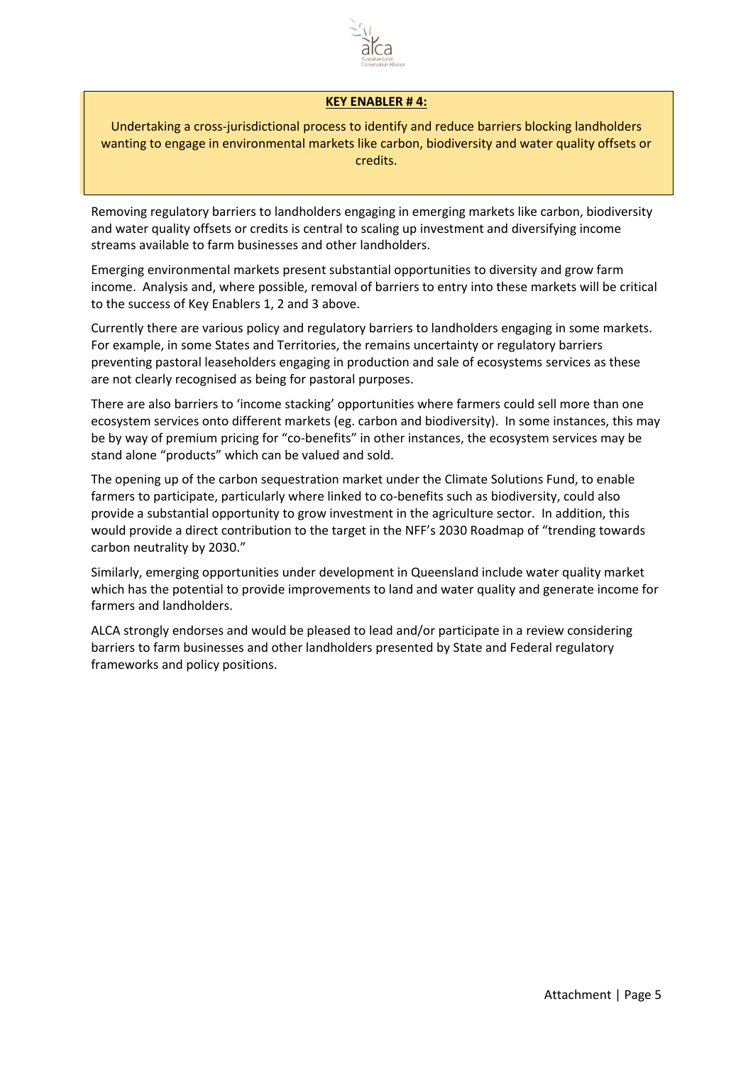**KEY ENABLER # 4:**

Undertaking a cross-jurisdictional process to identify and reduce barriers blocking landholders wanting to engage in environmental markets like carbon, biodiversity and water quality offsets or credits.

Removing regulatory barriers to landholders engaging in emerging markets like carbon, biodiversity and water quality offsets or credits is central to scaling up investment and diversifying income streams available to farm businesses and other landholders.

Emerging environmental markets present substantial opportunities to diversity and grow farm income. Analysis and, where possible, removal of barriers to entry into these markets will be critical to the success of Key Enablers 1, 2 and 3 above.

Currently there are various policy and regulatory barriers to landholders engaging in some markets. For example, in some States and Territories, the remains uncertainty or regulatory barriers preventing pastoral leaseholders engaging in production and sale of ecosystems services as these are not clearly recognised as being for pastoral purposes.

There are also barriers to 'income stacking' opportunities where farmers could sell more than one ecosystem services onto different markets (eg. carbon and biodiversity). In some instances, this may be by way of premium pricing for "co-benefits" in other instances, the ecosystem services may be stand alone "products" which can be valued and sold.

The opening up of the carbon sequestration market under the Climate Solutions Fund, to enable farmers to participate, particularly where linked to co-benefits such as biodiversity, could also provide a substantial opportunity to grow investment in the agriculture sector. In addition, this would provide a direct contribution to the target in the NFF's 2030 Roadmap of "trending towards carbon neutrality by 2030."

Similarly, emerging opportunities under development in Queensland include water quality market which has the potential to provide improvements to land and water quality and generate income for farmers and landholders.

ALCA strongly endorses and would be pleased to lead and/or participate in a review considering barriers to farm businesses and other landholders presented by State and Federal regulatory frameworks and policy positions.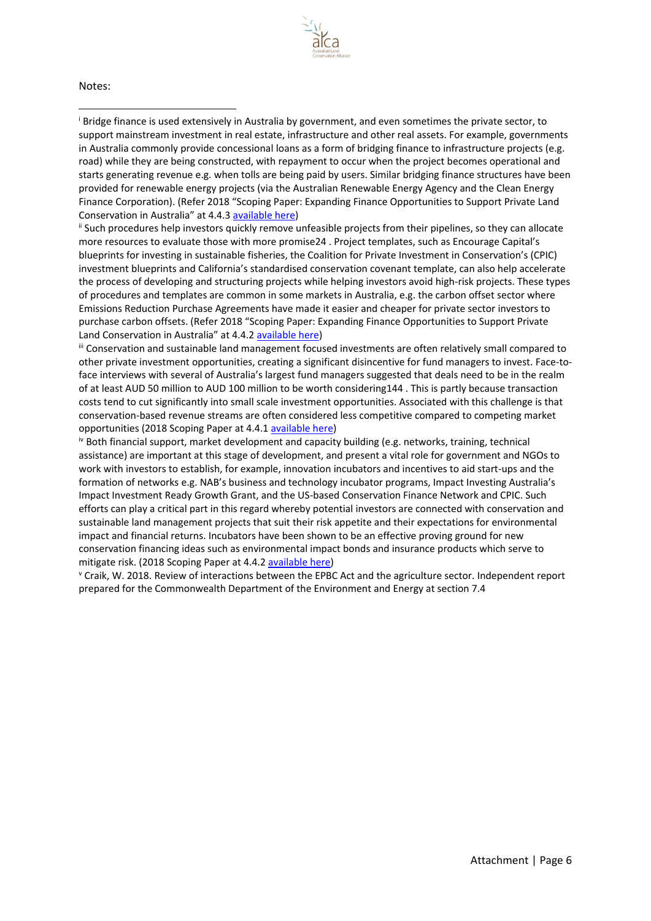Notes:

[i] Bridge finance is used extensively in Australia by government, and even sometimes the private sector, to support mainstream investment in real estate, infrastructure and other real assets. For example, governments in Australia commonly provide concessional loans as a form of bridging finance to infrastructure projects (e.g. road) while they are being constructed, with repayment to occur when the project becomes operational and starts generating revenue e.g. when tolls are being paid by users. Similar bridging finance structures have been provided for renewable energy projects (via the Australian Renewable Energy Agency and the Clean Energy Finance Corporation). (Refer 2018 "Scoping Paper: Expanding Finance Opportunities to Support Private Land Conservation in Australia" at 4.4.3 available here)

[ii] Such procedures help investors quickly remove unfeasible projects from their pipelines, so they can allocate more resources to evaluate those with more promise24 . Project templates, such as Encourage Capital's blueprints for investing in sustainable fisheries, the Coalition for Private Investment in Conservation's (CPIC) investment blueprints and California's standardised conservation covenant template, can also help accelerate the process of developing and structuring projects while helping investors avoid high-risk projects. These types of procedures and templates are common in some markets in Australia, e.g. the carbon offset sector where Emissions Reduction Purchase Agreements have made it easier and cheaper for private sector investors to purchase carbon offsets. (Refer 2018 "Scoping Paper: Expanding Finance Opportunities to Support Private Land Conservation in Australia" at 4.4.2 available here)

[iii] Conservation and sustainable land management focused investments are often relatively small compared to other private investment opportunities, creating a significant disincentive for fund managers to invest. Face-to-face interviews with several of Australia's largest fund managers suggested that deals need to be in the realm of at least AUD 50 million to AUD 100 million to be worth considering144 . This is partly because transaction costs tend to cut significantly into small scale investment opportunities. Associated with this challenge is that conservation-based revenue streams are often considered less competitive compared to competing market opportunities (2018 Scoping Paper at 4.4.1 available here)

[iv] Both financial support, market development and capacity building (e.g. networks, training, technical assistance) are important at this stage of development, and present a vital role for government and NGOs to work with investors to establish, for example, innovation incubators and incentives to aid start-ups and the formation of networks e.g. NAB's business and technology incubator programs, Impact Investing Australia's Impact Investment Ready Growth Grant, and the US-based Conservation Finance Network and CPIC. Such efforts can play a critical part in this regard whereby potential investors are connected with conservation and sustainable land management projects that suit their risk appetite and their expectations for environmental impact and financial returns. Incubators have been shown to be an effective proving ground for new conservation financing ideas such as environmental impact bonds and insurance products which serve to mitigate risk. (2018 Scoping Paper at 4.4.2 available here)

[v] Craik, W. 2018. Review of interactions between the EPBC Act and the agriculture sector. Independent report prepared for the Commonwealth Department of the Environment and Energy at section 7.4